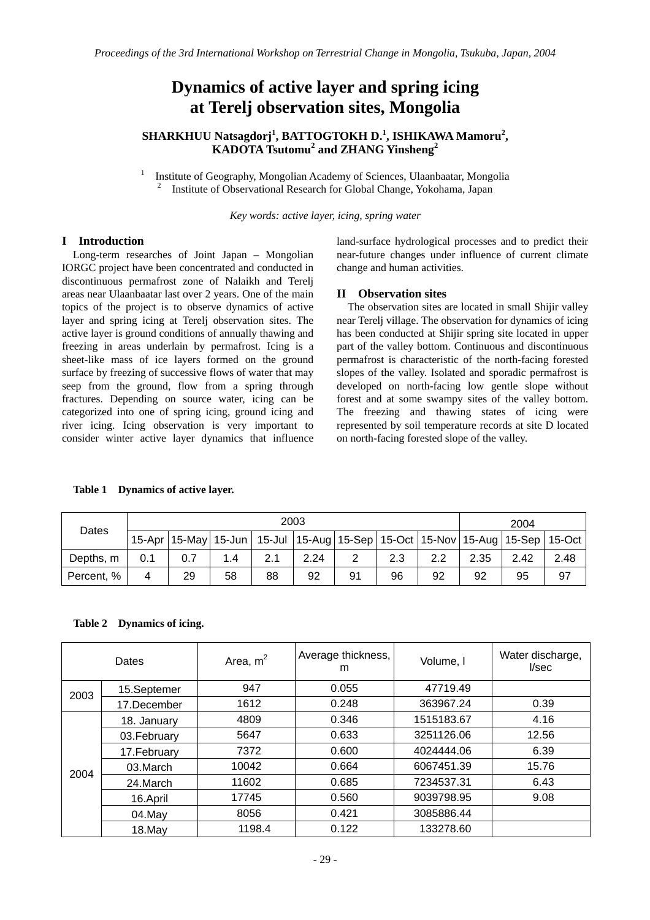# Dynamics of active layer and spring icing at Terelj observation sites, Mongolia

**SHARKHUU Natsagdorj[1], BATTOGTOKH D.[1], ISHIKAWA Mamoru[2], KADOTA Tsutomu[2] and ZHANG Yinsheng[2]**

[1] Institute of Geography, Mongolian Academy of Sciences, Ulaanbaatar, Mongolia
[2] Institute of Observational Research for Global Change, Yokohama, Japan

*Key words: active layer, icing, spring water*

## I Introduction

Long-term researches of Joint Japan – Mongolian IORGC project have been concentrated and conducted in discontinuous permafrost zone of Nalaikh and Terelj areas near Ulaanbaatar last over 2 years. One of the main topics of the project is to observe dynamics of active layer and spring icing at Terelj observation sites. The active layer is ground conditions of annually thawing and freezing in areas underlain by permafrost. Icing is a sheet-like mass of ice layers formed on the ground surface by freezing of successive flows of water that may seep from the ground, flow from a spring through fractures. Depending on source water, icing can be categorized into one of spring icing, ground icing and river icing. Icing observation is very important to consider winter active layer dynamics that influence land-surface hydrological processes and to predict their near-future changes under influence of current climate change and human activities.

## II Observation sites

The observation sites are located in small Shijir valley near Terelj village. The observation for dynamics of icing has been conducted at Shijir spring site located in upper part of the valley bottom. Continuous and discontinuous permafrost is characteristic of the north-facing forested slopes of the valley. Isolated and sporadic permafrost is developed on north-facing low gentle slope without forest and at some swampy sites of the valley bottom. The freezing and thawing states of icing were represented by soil temperature records at site D located on north-facing forested slope of the valley.

**Table 1 Dynamics of active layer.**

| Dates | 2003 | | | | | | | | 2004 | | |
|---|---|---|---|---|---|---|---|---|---|---|---|
| | 15-Apr | 15-May | 15-Jun | 15-Jul | 15-Aug | 15-Sep | 15-Oct | 15-Nov | 15-Aug | 15-Sep | 15-Oct |
| Depths, m | 0.1 | 0.7 | 1.4 | 2.1 | 2.24 | 2 | 2.3 | 2.2 | 2.35 | 2.42 | 2.48 |
| Percent, % | 4 | 29 | 58 | 88 | 92 | 91 | 96 | 92 | 92 | 95 | 97 |

**Table 2 Dynamics of icing.**

| Dates | | Area, m² | Average thickness, m | Volume, l | Water discharge, l/sec |
|---|---|---|---|---|---|
| 2003 | 15.Septemer | 947 | 0.055 | 47719.49 | |
| | 17.December | 1612 | 0.248 | 363967.24 | 0.39 |
| 2004 | 18. January | 4809 | 0.346 | 1515183.67 | 4.16 |
| | 03.February | 5647 | 0.633 | 3251126.06 | 12.56 |
| | 17.February | 7372 | 0.600 | 4024444.06 | 6.39 |
| | 03.March | 10042 | 0.664 | 6067451.39 | 15.76 |
| | 24.March | 11602 | 0.685 | 7234537.31 | 6.43 |
| | 16.April | 17745 | 0.560 | 9039798.95 | 9.08 |
| | 04.May | 8056 | 0.421 | 3085886.44 | |
| | 18.May | 1198.4 | 0.122 | 133278.60 | |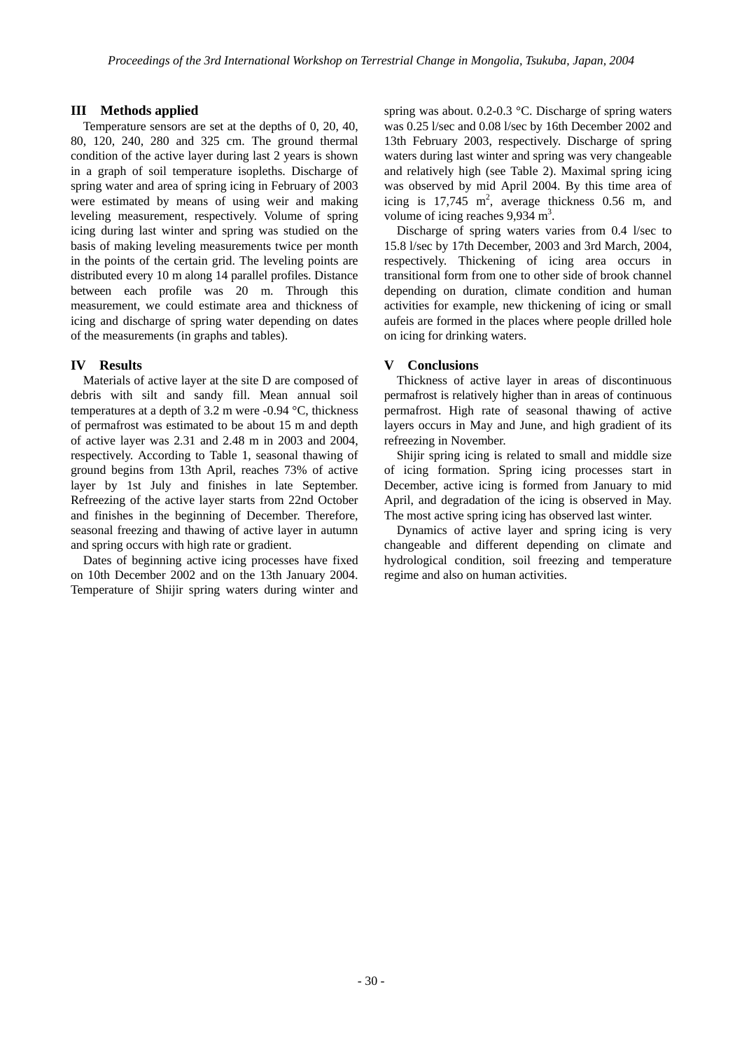## III Methods applied

Temperature sensors are set at the depths of 0, 20, 40, 80, 120, 240, 280 and 325 cm. The ground thermal condition of the active layer during last 2 years is shown in a graph of soil temperature isopleths. Discharge of spring water and area of spring icing in February of 2003 were estimated by means of using weir and making leveling measurement, respectively. Volume of spring icing during last winter and spring was studied on the basis of making leveling measurements twice per month in the points of the certain grid. The leveling points are distributed every 10 m along 14 parallel profiles. Distance between each profile was 20 m. Through this measurement, we could estimate area and thickness of icing and discharge of spring water depending on dates of the measurements (in graphs and tables).

## IV Results

Materials of active layer at the site D are composed of debris with silt and sandy fill. Mean annual soil temperatures at a depth of 3.2 m were -0.94 °C, thickness of permafrost was estimated to be about 15 m and depth of active layer was 2.31 and 2.48 m in 2003 and 2004, respectively. According to Table 1, seasonal thawing of ground begins from 13th April, reaches 73% of active layer by 1st July and finishes in late September. Refreezing of the active layer starts from 22nd October and finishes in the beginning of December. Therefore, seasonal freezing and thawing of active layer in autumn and spring occurs with high rate or gradient.

Dates of beginning active icing processes have fixed on 10th December 2002 and on the 13th January 2004. Temperature of Shijir spring waters during winter and spring was about. 0.2-0.3 °C. Discharge of spring waters was 0.25 l/sec and 0.08 l/sec by 16th December 2002 and 13th February 2003, respectively. Discharge of spring waters during last winter and spring was very changeable and relatively high (see Table 2). Maximal spring icing was observed by mid April 2004. By this time area of icing is 17,745 $m^2$, average thickness 0.56 m, and volume of icing reaches 9,934 $m^3$.

Discharge of spring waters varies from 0.4 l/sec to 15.8 l/sec by 17th December, 2003 and 3rd March, 2004, respectively. Thickening of icing area occurs in transitional form from one to other side of brook channel depending on duration, climate condition and human activities for example, new thickening of icing or small aufeis are formed in the places where people drilled hole on icing for drinking waters.

## V Conclusions

Thickness of active layer in areas of discontinuous permafrost is relatively higher than in areas of continuous permafrost. High rate of seasonal thawing of active layers occurs in May and June, and high gradient of its refreezing in November.

Shijir spring icing is related to small and middle size of icing formation. Spring icing processes start in December, active icing is formed from January to mid April, and degradation of the icing is observed in May. The most active spring icing has observed last winter.

Dynamics of active layer and spring icing is very changeable and different depending on climate and hydrological condition, soil freezing and temperature regime and also on human activities.